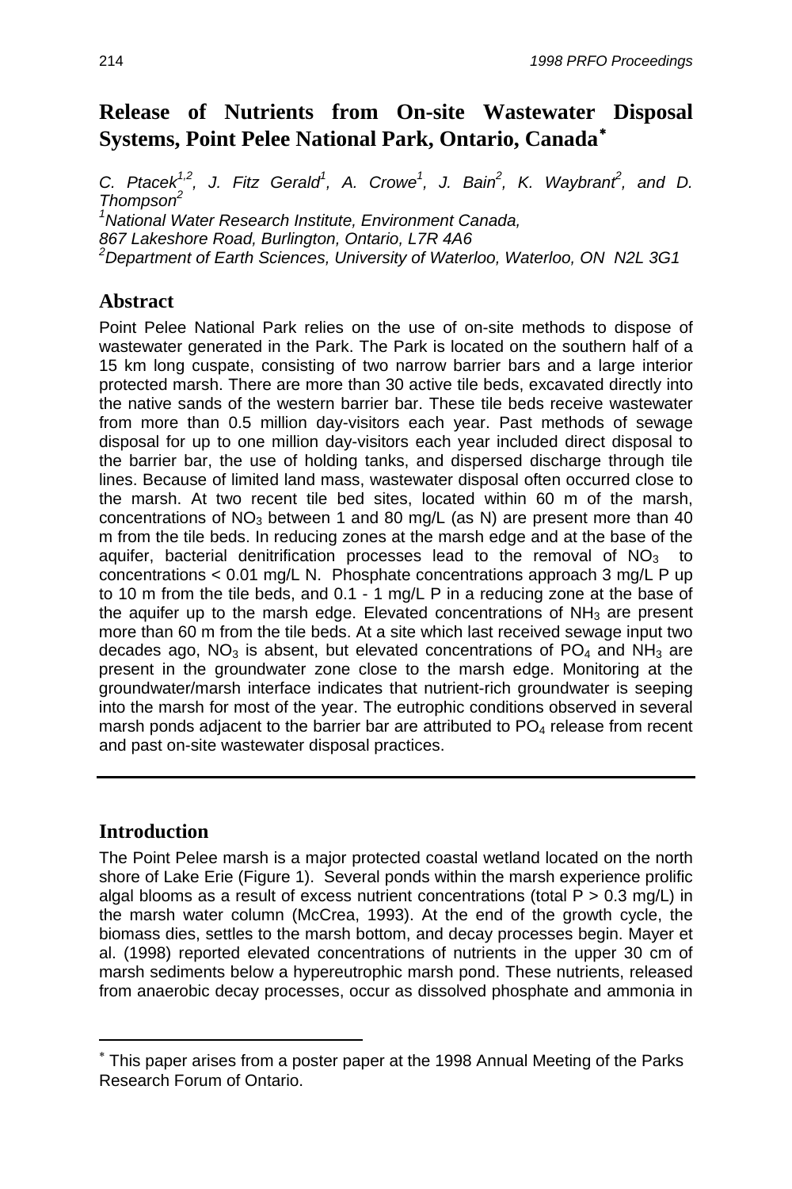# Release of Nutrients from On-site Wastewater Disposal Systems, Point Pelee National Park, Ontario, Canada*

*C. Ptacek[1,2], J. Fitz Gerald[1], A. Crowe[1], J. Bain[2], K. Waybrant[2], and D. Thompson[2]*

*[1]National Water Research Institute, Environment Canada, 867 Lakeshore Road, Burlington, Ontario, L7R 4A6*

*[2]Department of Earth Sciences, University of Waterloo, Waterloo, ON N2L 3G1*

## Abstract

Point Pelee National Park relies on the use of on-site methods to dispose of wastewater generated in the Park. The Park is located on the southern half of a 15 km long cuspate, consisting of two narrow barrier bars and a large interior protected marsh. There are more than 30 active tile beds, excavated directly into the native sands of the western barrier bar. These tile beds receive wastewater from more than 0.5 million day-visitors each year. Past methods of sewage disposal for up to one million day-visitors each year included direct disposal to the barrier bar, the use of holding tanks, and dispersed discharge through tile lines. Because of limited land mass, wastewater disposal often occurred close to the marsh. At two recent tile bed sites, located within 60 m of the marsh, concentrations of $NO_3$ between 1 and 80 mg/L (as N) are present more than 40 m from the tile beds. In reducing zones at the marsh edge and at the base of the aquifer, bacterial denitrification processes lead to the removal of $NO_3$ to concentrations < 0.01 mg/L N. Phosphate concentrations approach 3 mg/L P up to 10 m from the tile beds, and 0.1 - 1 mg/L P in a reducing zone at the base of the aquifer up to the marsh edge. Elevated concentrations of $NH_3$ are present more than 60 m from the tile beds. At a site which last received sewage input two decades ago, $NO_3$ is absent, but elevated concentrations of $PO_4$ and $NH_3$ are present in the groundwater zone close to the marsh edge. Monitoring at the groundwater/marsh interface indicates that nutrient-rich groundwater is seeping into the marsh for most of the year. The eutrophic conditions observed in several marsh ponds adjacent to the barrier bar are attributed to $PO_4$ release from recent and past on-site wastewater disposal practices.

## Introduction

The Point Pelee marsh is a major protected coastal wetland located on the north shore of Lake Erie (Figure 1). Several ponds within the marsh experience prolific algal blooms as a result of excess nutrient concentrations (total P > 0.3 mg/L) in the marsh water column (McCrea, 1993). At the end of the growth cycle, the biomass dies, settles to the marsh bottom, and decay processes begin. Mayer et al. (1998) reported elevated concentrations of nutrients in the upper 30 cm of marsh sediments below a hypereutrophic marsh pond. These nutrients, released from anaerobic decay processes, occur as dissolved phosphate and ammonia in

* This paper arises from a poster paper at the 1998 Annual Meeting of the Parks Research Forum of Ontario.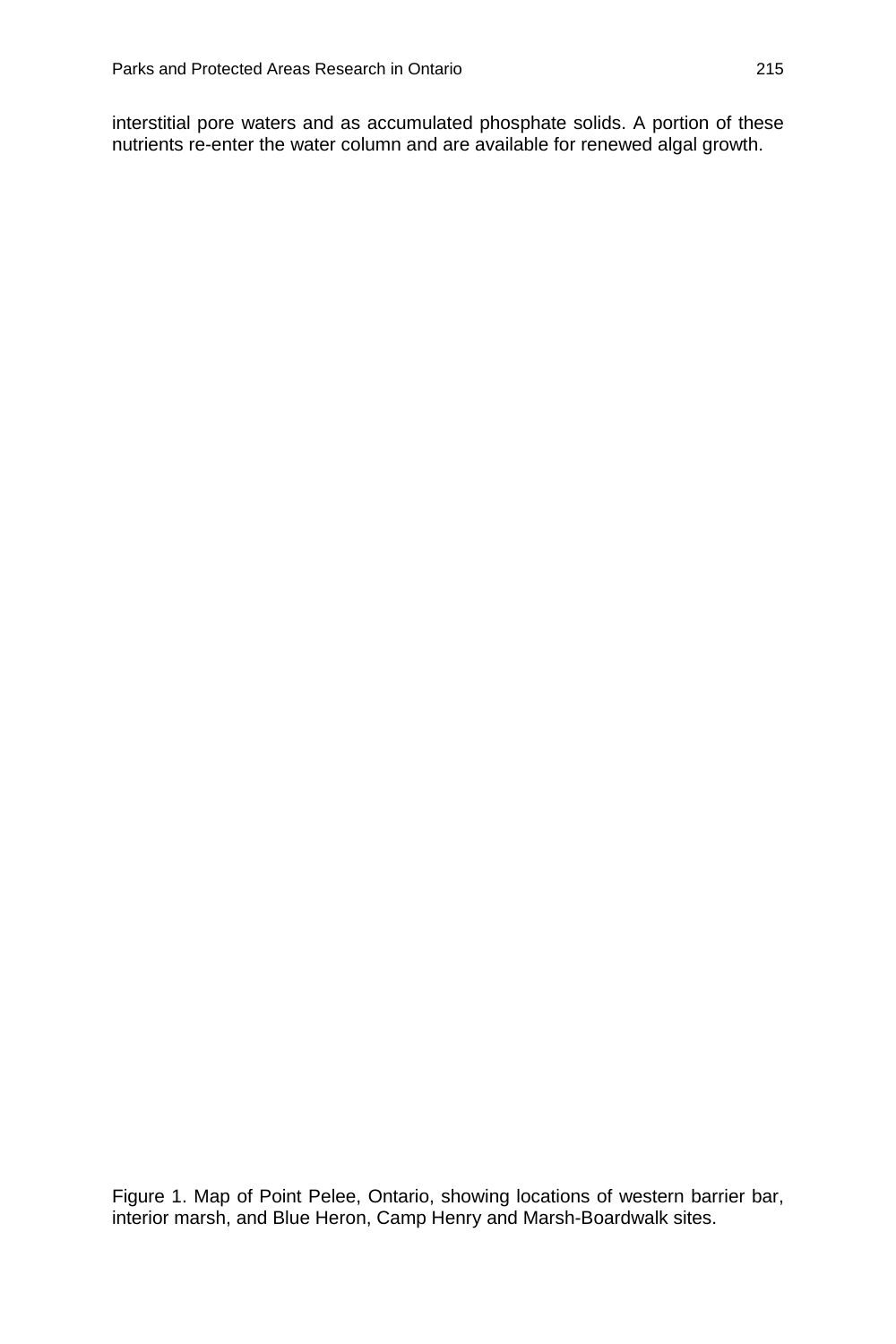interstitial pore waters and as accumulated phosphate solids. A portion of these nutrients re-enter the water column and are available for renewed algal growth.

Figure 1. Map of Point Pelee, Ontario, showing locations of western barrier bar, interior marsh, and Blue Heron, Camp Henry and Marsh-Boardwalk sites.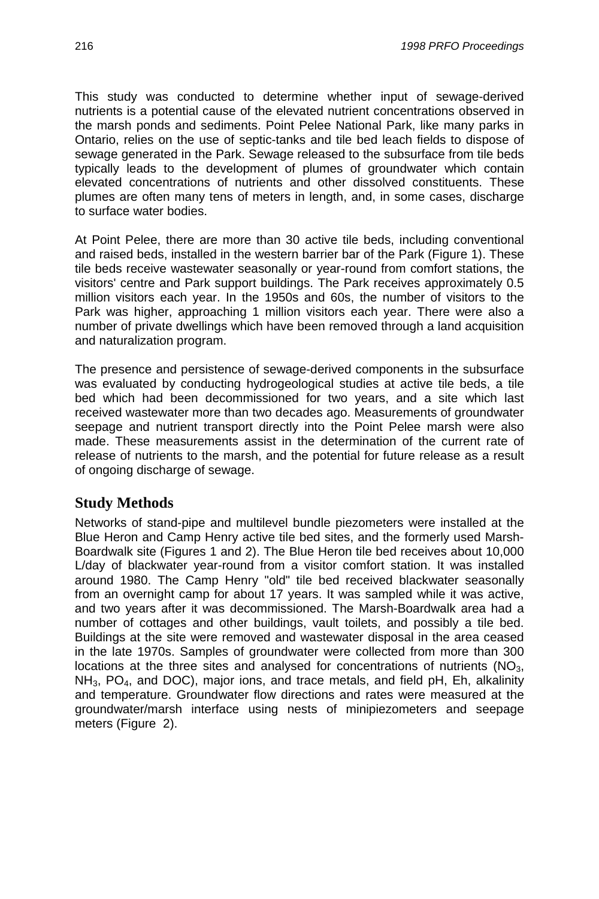This study was conducted to determine whether input of sewage-derived nutrients is a potential cause of the elevated nutrient concentrations observed in the marsh ponds and sediments. Point Pelee National Park, like many parks in Ontario, relies on the use of septic-tanks and tile bed leach fields to dispose of sewage generated in the Park. Sewage released to the subsurface from tile beds typically leads to the development of plumes of groundwater which contain elevated concentrations of nutrients and other dissolved constituents. These plumes are often many tens of meters in length, and, in some cases, discharge to surface water bodies.

At Point Pelee, there are more than 30 active tile beds, including conventional and raised beds, installed in the western barrier bar of the Park (Figure 1). These tile beds receive wastewater seasonally or year-round from comfort stations, the visitors' centre and Park support buildings. The Park receives approximately 0.5 million visitors each year. In the 1950s and 60s, the number of visitors to the Park was higher, approaching 1 million visitors each year. There were also a number of private dwellings which have been removed through a land acquisition and naturalization program.

The presence and persistence of sewage-derived components in the subsurface was evaluated by conducting hydrogeological studies at active tile beds, a tile bed which had been decommissioned for two years, and a site which last received wastewater more than two decades ago. Measurements of groundwater seepage and nutrient transport directly into the Point Pelee marsh were also made. These measurements assist in the determination of the current rate of release of nutrients to the marsh, and the potential for future release as a result of ongoing discharge of sewage.

## Study Methods

Networks of stand-pipe and multilevel bundle piezometers were installed at the Blue Heron and Camp Henry active tile bed sites, and the formerly used Marsh-Boardwalk site (Figures 1 and 2). The Blue Heron tile bed receives about 10,000 L/day of blackwater year-round from a visitor comfort station. It was installed around 1980. The Camp Henry "old" tile bed received blackwater seasonally from an overnight camp for about 17 years. It was sampled while it was active, and two years after it was decommissioned. The Marsh-Boardwalk area had a number of cottages and other buildings, vault toilets, and possibly a tile bed. Buildings at the site were removed and wastewater disposal in the area ceased in the late 1970s. Samples of groundwater were collected from more than 300 locations at the three sites and analysed for concentrations of nutrients ($NO_3$, $NH_3$, $PO_4$, and DOC), major ions, and trace metals, and field pH, Eh, alkalinity and temperature. Groundwater flow directions and rates were measured at the groundwater/marsh interface using nests of minipiezometers and seepage meters (Figure 2).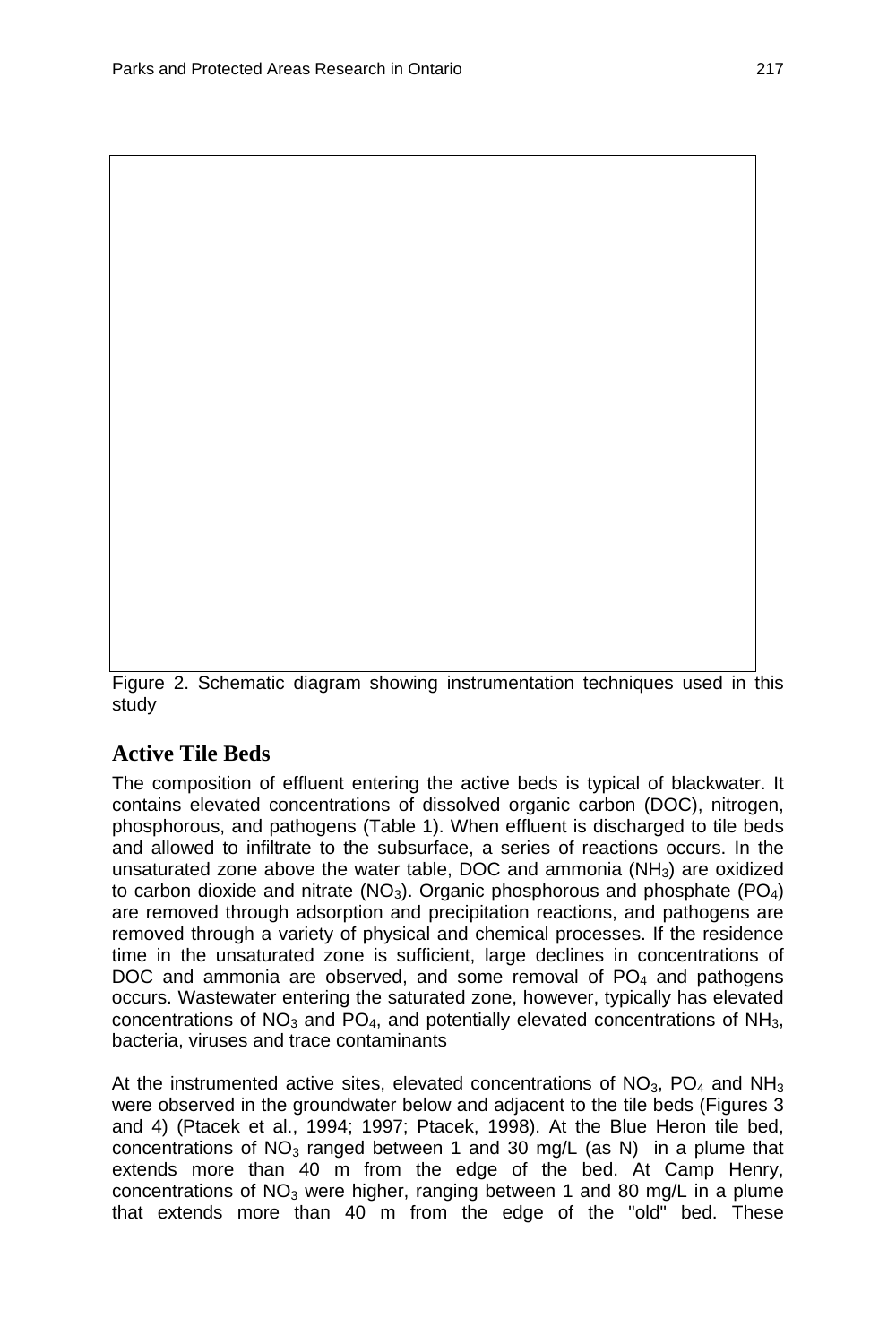Figure 2. Schematic diagram showing instrumentation techniques used in this study

## Active Tile Beds

The composition of effluent entering the active beds is typical of blackwater. It contains elevated concentrations of dissolved organic carbon (DOC), nitrogen, phosphorous, and pathogens (Table 1). When effluent is discharged to tile beds and allowed to infiltrate to the subsurface, a series of reactions occurs. In the unsaturated zone above the water table, DOC and ammonia ($NH_3$) are oxidized to carbon dioxide and nitrate ($NO_3$). Organic phosphorous and phosphate ($PO_4$) are removed through adsorption and precipitation reactions, and pathogens are removed through a variety of physical and chemical processes. If the residence time in the unsaturated zone is sufficient, large declines in concentrations of DOC and ammonia are observed, and some removal of $PO_4$ and pathogens occurs. Wastewater entering the saturated zone, however, typically has elevated concentrations of $NO_3$ and $PO_4$, and potentially elevated concentrations of $NH_3$, bacteria, viruses and trace contaminants

At the instrumented active sites, elevated concentrations of $NO_3$, $PO_4$ and $NH_3$ were observed in the groundwater below and adjacent to the tile beds (Figures 3 and 4) (Ptacek et al., 1994; 1997; Ptacek, 1998). At the Blue Heron tile bed, concentrations of $NO_3$ ranged between 1 and 30 mg/L (as N) in a plume that extends more than 40 m from the edge of the bed. At Camp Henry, concentrations of $NO_3$ were higher, ranging between 1 and 80 mg/L in a plume that extends more than 40 m from the edge of the "old" bed. These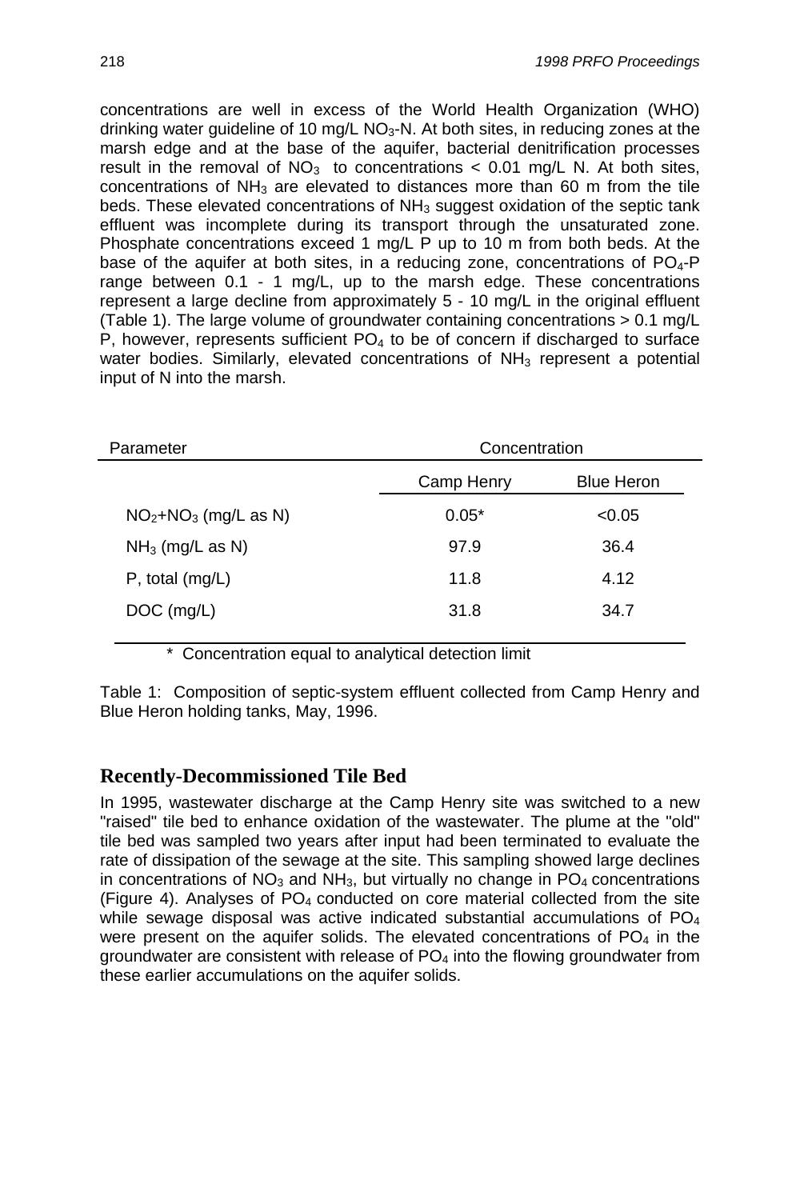concentrations are well in excess of the World Health Organization (WHO) drinking water guideline of 10 mg/L $NO_3$-N. At both sites, in reducing zones at the marsh edge and at the base of the aquifer, bacterial denitrification processes result in the removal of $NO_3$ to concentrations < 0.01 mg/L N. At both sites, concentrations of $NH_3$ are elevated to distances more than 60 m from the tile beds. These elevated concentrations of $NH_3$ suggest oxidation of the septic tank effluent was incomplete during its transport through the unsaturated zone. Phosphate concentrations exceed 1 mg/L P up to 10 m from both beds. At the base of the aquifer at both sites, in a reducing zone, concentrations of $PO_4$-P range between 0.1 - 1 mg/L, up to the marsh edge. These concentrations represent a large decline from approximately 5 - 10 mg/L in the original effluent (Table 1). The large volume of groundwater containing concentrations > 0.1 mg/L P, however, represents sufficient $PO_4$ to be of concern if discharged to surface water bodies. Similarly, elevated concentrations of $NH_3$ represent a potential input of N into the marsh.

| Parameter | Concentration | |
|---|---|---|
| | Camp Henry | Blue Heron |
| $NO_2$+$NO_3$ (mg/L as N) | 0.05* | <0.05 |
| $NH_3$ (mg/L as N) | 97.9 | 36.4 |
| P, total (mg/L) | 11.8 | 4.12 |
| DOC (mg/L) | 31.8 | 34.7 |

\* Concentration equal to analytical detection limit

Table 1: Composition of septic-system effluent collected from Camp Henry and Blue Heron holding tanks, May, 1996.

## Recently-Decommissioned Tile Bed

In 1995, wastewater discharge at the Camp Henry site was switched to a new "raised" tile bed to enhance oxidation of the wastewater. The plume at the "old" tile bed was sampled two years after input had been terminated to evaluate the rate of dissipation of the sewage at the site. This sampling showed large declines in concentrations of $NO_3$ and $NH_3$, but virtually no change in $PO_4$ concentrations (Figure 4). Analyses of $PO_4$ conducted on core material collected from the site while sewage disposal was active indicated substantial accumulations of $PO_4$ were present on the aquifer solids. The elevated concentrations of $PO_4$ in the groundwater are consistent with release of $PO_4$ into the flowing groundwater from these earlier accumulations on the aquifer solids.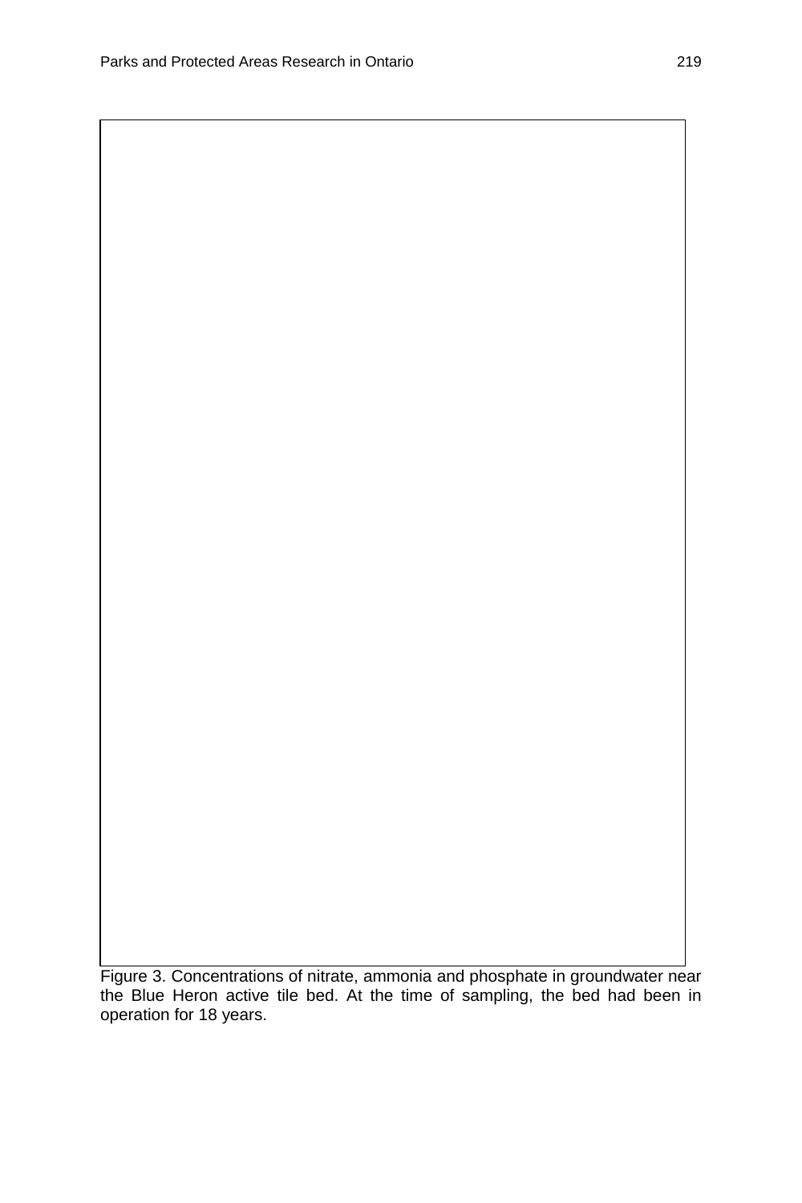Figure 3. Concentrations of nitrate, ammonia and phosphate in groundwater near the Blue Heron active tile bed. At the time of sampling, the bed had been in operation for 18 years.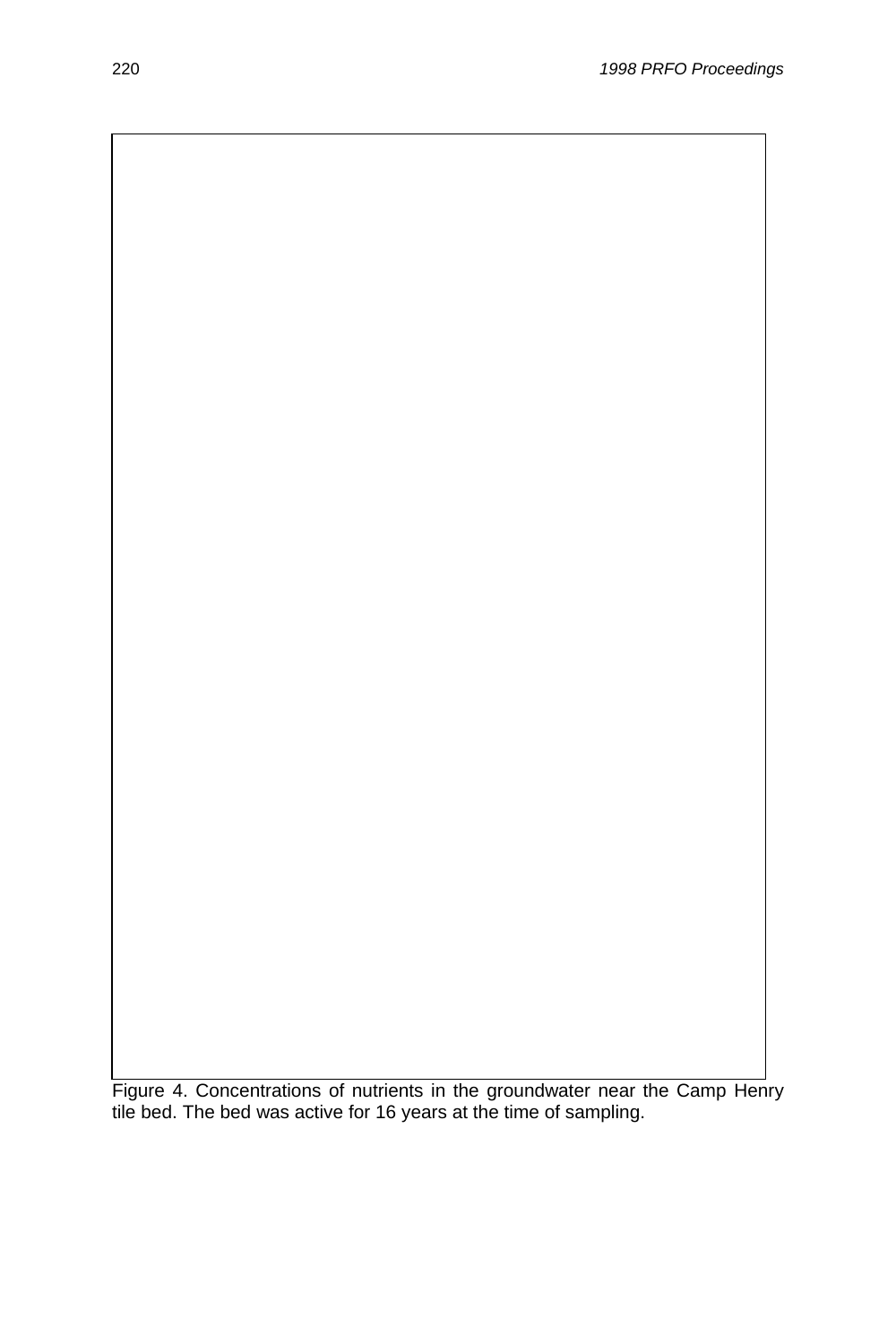Figure 4. Concentrations of nutrients in the groundwater near the Camp Henry tile bed. The bed was active for 16 years at the time of sampling.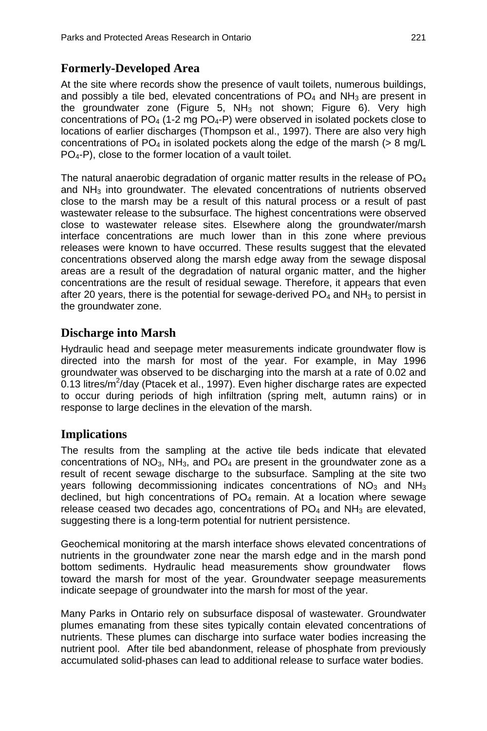## Formerly-Developed Area

At the site where records show the presence of vault toilets, numerous buildings, and possibly a tile bed, elevated concentrations of $PO_4$ and $NH_3$ are present in the groundwater zone (Figure 5, $NH_3$ not shown; Figure 6). Very high concentrations of $PO_4$ (1-2 mg $PO_4$-P) were observed in isolated pockets close to locations of earlier discharges (Thompson et al., 1997). There are also very high concentrations of $PO_4$ in isolated pockets along the edge of the marsh (> 8 mg/L $PO_4$-P), close to the former location of a vault toilet.

The natural anaerobic degradation of organic matter results in the release of $PO_4$ and $NH_3$ into groundwater. The elevated concentrations of nutrients observed close to the marsh may be a result of this natural process or a result of past wastewater release to the subsurface. The highest concentrations were observed close to wastewater release sites. Elsewhere along the groundwater/marsh interface concentrations are much lower than in this zone where previous releases were known to have occurred. These results suggest that the elevated concentrations observed along the marsh edge away from the sewage disposal areas are a result of the degradation of natural organic matter, and the higher concentrations are the result of residual sewage. Therefore, it appears that even after 20 years, there is the potential for sewage-derived $PO_4$ and $NH_3$ to persist in the groundwater zone.

## Discharge into Marsh

Hydraulic head and seepage meter measurements indicate groundwater flow is directed into the marsh for most of the year. For example, in May 1996 groundwater was observed to be discharging into the marsh at a rate of 0.02 and 0.13 litres/$m^2$/day (Ptacek et al., 1997). Even higher discharge rates are expected to occur during periods of high infiltration (spring melt, autumn rains) or in response to large declines in the elevation of the marsh.

## Implications

The results from the sampling at the active tile beds indicate that elevated concentrations of $NO_3$, $NH_3$, and $PO_4$ are present in the groundwater zone as a result of recent sewage discharge to the subsurface. Sampling at the site two years following decommissioning indicates concentrations of $NO_3$ and $NH_3$ declined, but high concentrations of $PO_4$ remain. At a location where sewage release ceased two decades ago, concentrations of $PO_4$ and $NH_3$ are elevated, suggesting there is a long-term potential for nutrient persistence.

Geochemical monitoring at the marsh interface shows elevated concentrations of nutrients in the groundwater zone near the marsh edge and in the marsh pond bottom sediments. Hydraulic head measurements show groundwater flows toward the marsh for most of the year. Groundwater seepage measurements indicate seepage of groundwater into the marsh for most of the year.

Many Parks in Ontario rely on subsurface disposal of wastewater. Groundwater plumes emanating from these sites typically contain elevated concentrations of nutrients. These plumes can discharge into surface water bodies increasing the nutrient pool. After tile bed abandonment, release of phosphate from previously accumulated solid-phases can lead to additional release to surface water bodies.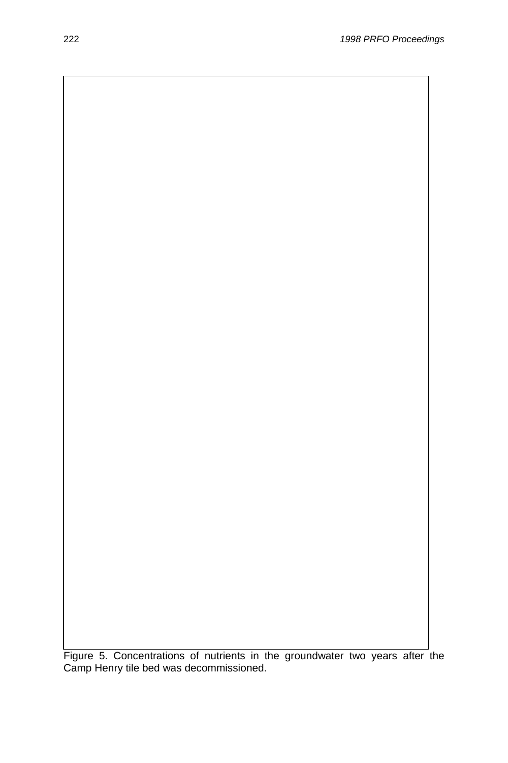Figure 5. Concentrations of nutrients in the groundwater two years after the Camp Henry tile bed was decommissioned.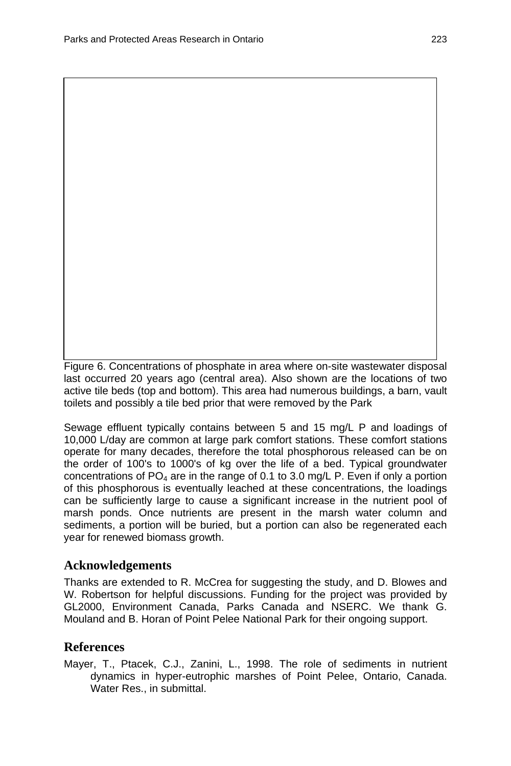Figure 6. Concentrations of phosphate in area where on-site wastewater disposal last occurred 20 years ago (central area). Also shown are the locations of two active tile beds (top and bottom). This area had numerous buildings, a barn, vault toilets and possibly a tile bed prior that were removed by the Park

Sewage effluent typically contains between 5 and 15 mg/L P and loadings of 10,000 L/day are common at large park comfort stations. These comfort stations operate for many decades, therefore the total phosphorous released can be on the order of 100's to 1000's of kg over the life of a bed. Typical groundwater concentrations of $PO_4$ are in the range of 0.1 to 3.0 mg/L P. Even if only a portion of this phosphorous is eventually leached at these concentrations, the loadings can be sufficiently large to cause a significant increase in the nutrient pool of marsh ponds. Once nutrients are present in the marsh water column and sediments, a portion will be buried, but a portion can also be regenerated each year for renewed biomass growth.

## Acknowledgements

Thanks are extended to R. McCrea for suggesting the study, and D. Blowes and W. Robertson for helpful discussions. Funding for the project was provided by GL2000, Environment Canada, Parks Canada and NSERC. We thank G. Mouland and B. Horan of Point Pelee National Park for their ongoing support.

## References

Mayer, T., Ptacek, C.J., Zanini, L., 1998. The role of sediments in nutrient dynamics in hyper-eutrophic marshes of Point Pelee, Ontario, Canada. Water Res., in submittal.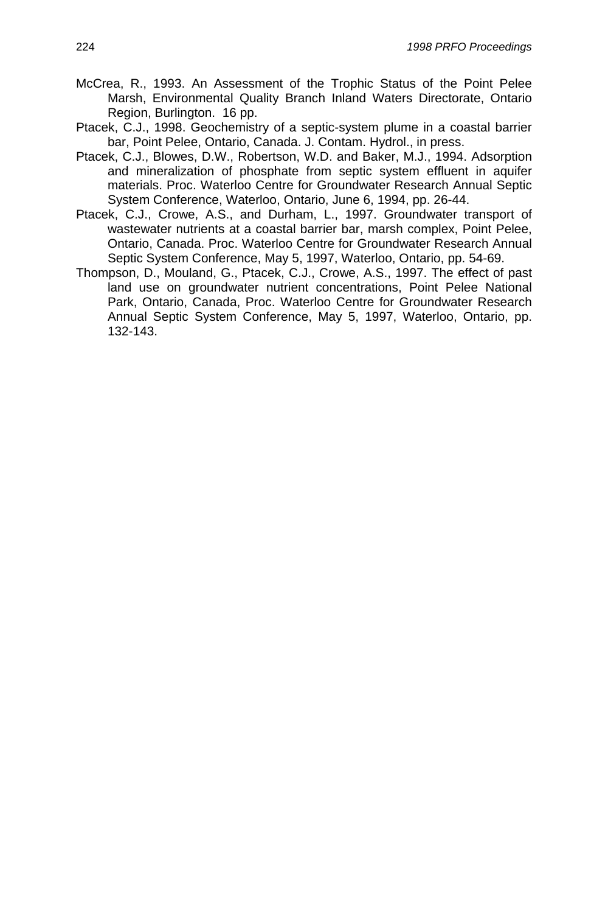McCrea, R., 1993. An Assessment of the Trophic Status of the Point Pelee Marsh, Environmental Quality Branch Inland Waters Directorate, Ontario Region, Burlington. 16 pp.

Ptacek, C.J., 1998. Geochemistry of a septic-system plume in a coastal barrier bar, Point Pelee, Ontario, Canada. J. Contam. Hydrol., in press.

Ptacek, C.J., Blowes, D.W., Robertson, W.D. and Baker, M.J., 1994. Adsorption and mineralization of phosphate from septic system effluent in aquifer materials. Proc. Waterloo Centre for Groundwater Research Annual Septic System Conference, Waterloo, Ontario, June 6, 1994, pp. 26-44.

Ptacek, C.J., Crowe, A.S., and Durham, L., 1997. Groundwater transport of wastewater nutrients at a coastal barrier bar, marsh complex, Point Pelee, Ontario, Canada. Proc. Waterloo Centre for Groundwater Research Annual Septic System Conference, May 5, 1997, Waterloo, Ontario, pp. 54-69.

Thompson, D., Mouland, G., Ptacek, C.J., Crowe, A.S., 1997. The effect of past land use on groundwater nutrient concentrations, Point Pelee National Park, Ontario, Canada, Proc. Waterloo Centre for Groundwater Research Annual Septic System Conference, May 5, 1997, Waterloo, Ontario, pp. 132-143.